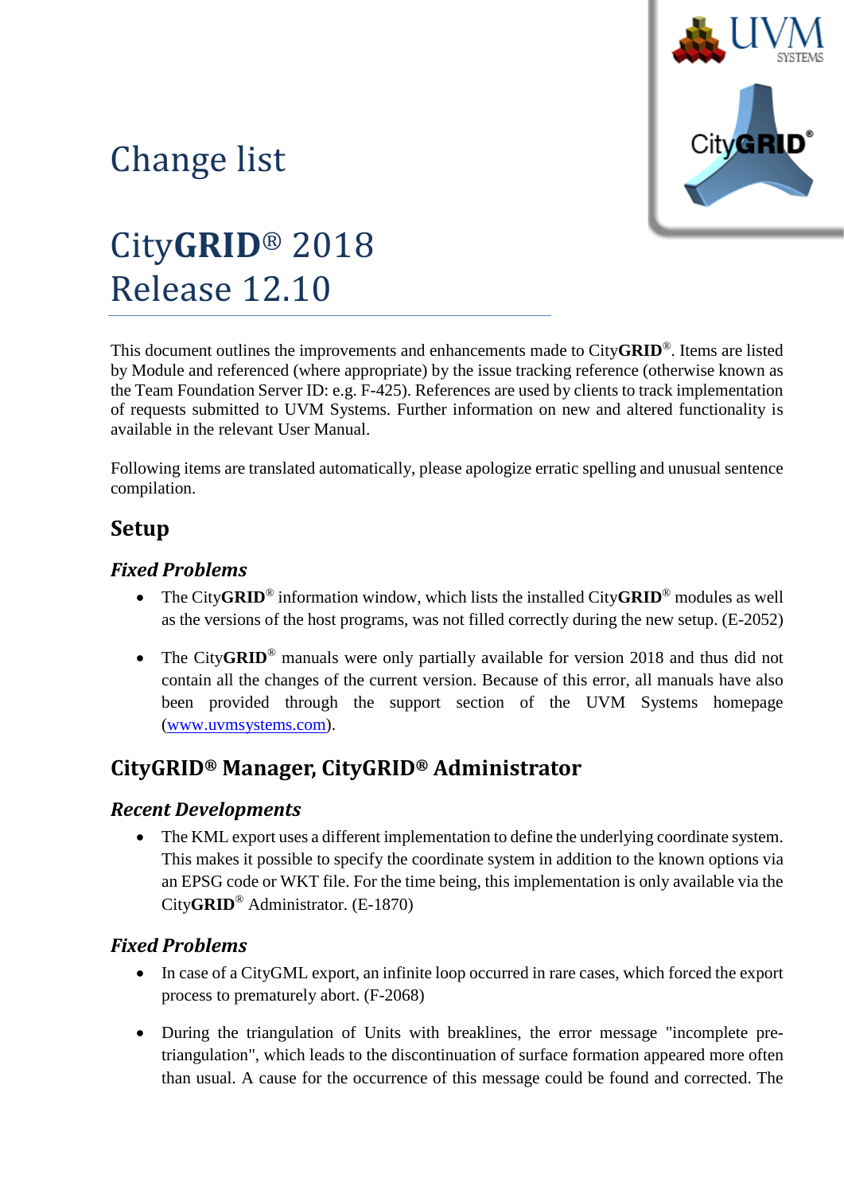# Change list

# City**GRID**® 2018 Release 12.10

This document outlines the improvements and enhancements made to City**GRID**®. Items are listed by Module and referenced (where appropriate) by the issue tracking reference (otherwise known as the Team Foundation Server ID: e.g. F-425). References are used by clients to track implementation of requests submitted to UVM Systems. Further information on new and altered functionality is available in the relevant User Manual.

Following items are translated automatically, please apologize erratic spelling and unusual sentence compilation.

## Setup

### *Fixed Problems*

- The City**GRID**® information window, which lists the installed City**GRID**® modules as well as the versions of the host programs, was not filled correctly during the new setup. (E-2052)
- The City**GRID**® manuals were only partially available for version 2018 and thus did not contain all the changes of the current version. Because of this error, all manuals have also been provided through the support section of the UVM Systems homepage (www.uvmsystems.com).

## CityGRID® Manager, CityGRID® Administrator

### *Recent Developments*

- The KML export uses a different implementation to define the underlying coordinate system. This makes it possible to specify the coordinate system in addition to the known options via an EPSG code or WKT file. For the time being, this implementation is only available via the City**GRID**® Administrator. (E-1870)

### *Fixed Problems*

- In case of a CityGML export, an infinite loop occurred in rare cases, which forced the export process to prematurely abort. (F-2068)
- During the triangulation of Units with breaklines, the error message "incomplete pre-triangulation", which leads to the discontinuation of surface formation appeared more often than usual. A cause for the occurrence of this message could be found and corrected. The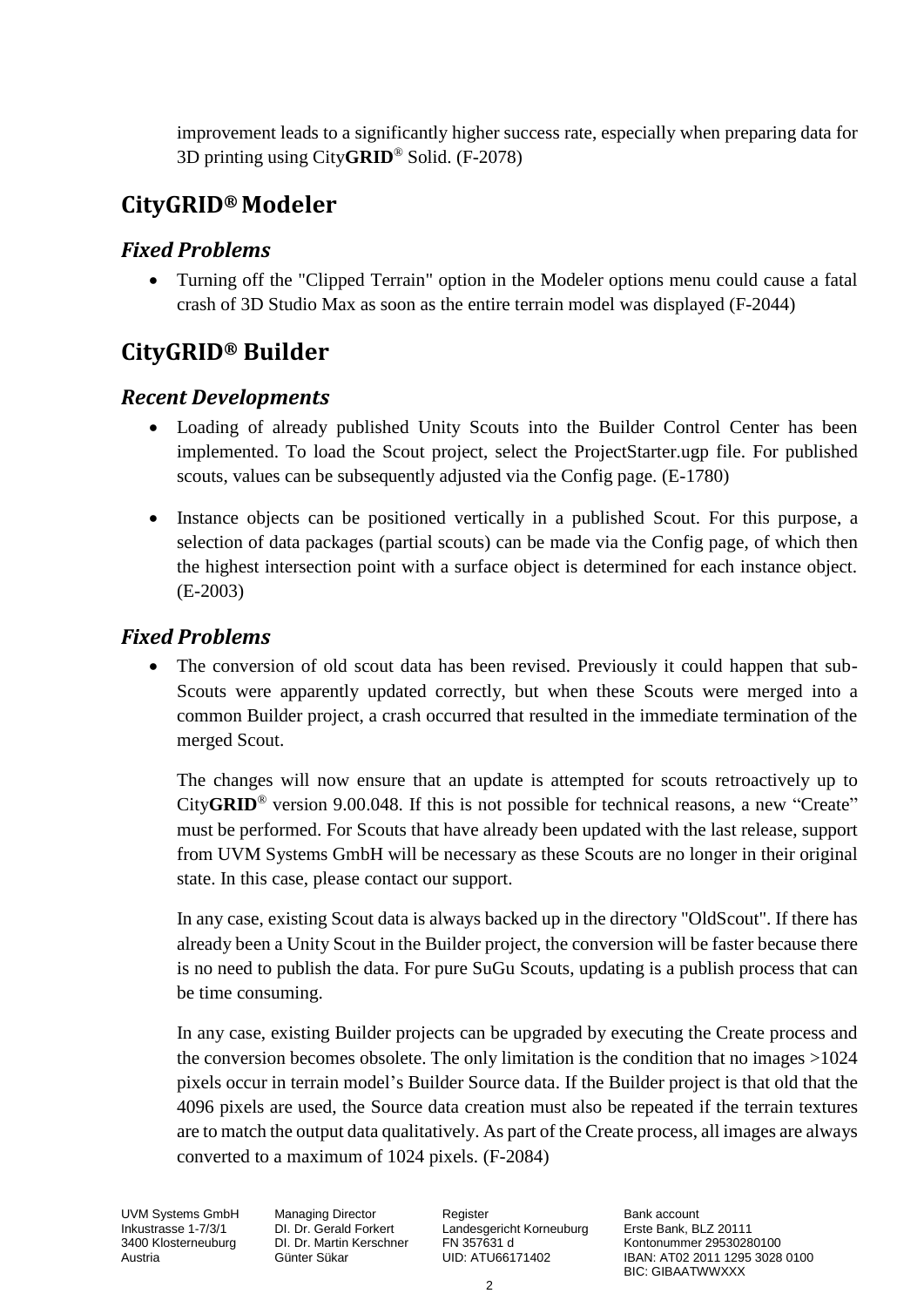improvement leads to a significantly higher success rate, especially when preparing data for 3D printing using City**GRID**® Solid. (F-2078)

## CityGRID® Modeler

### *Fixed Problems*

- Turning off the "Clipped Terrain" option in the Modeler options menu could cause a fatal crash of 3D Studio Max as soon as the entire terrain model was displayed (F-2044)

## CityGRID® Builder

### *Recent Developments*

- Loading of already published Unity Scouts into the Builder Control Center has been implemented. To load the Scout project, select the ProjectStarter.ugp file. For published scouts, values can be subsequently adjusted via the Config page. (E-1780)

- Instance objects can be positioned vertically in a published Scout. For this purpose, a selection of data packages (partial scouts) can be made via the Config page, of which then the highest intersection point with a surface object is determined for each instance object. (E-2003)

### *Fixed Problems*

- The conversion of old scout data has been revised. Previously it could happen that sub-Scouts were apparently updated correctly, but when these Scouts were merged into a common Builder project, a crash occurred that resulted in the immediate termination of the merged Scout.

  The changes will now ensure that an update is attempted for scouts retroactively up to City**GRID**® version 9.00.048. If this is not possible for technical reasons, a new "Create" must be performed. For Scouts that have already been updated with the last release, support from UVM Systems GmbH will be necessary as these Scouts are no longer in their original state. In this case, please contact our support.

  In any case, existing Scout data is always backed up in the directory "OldScout". If there has already been a Unity Scout in the Builder project, the conversion will be faster because there is no need to publish the data. For pure SuGu Scouts, updating is a publish process that can be time consuming.

  In any case, existing Builder projects can be upgraded by executing the Create process and the conversion becomes obsolete. The only limitation is the condition that no images >1024 pixels occur in terrain model's Builder Source data. If the Builder project is that old that the 4096 pixels are used, the Source data creation must also be repeated if the terrain textures are to match the output data qualitatively. As part of the Create process, all images are always converted to a maximum of 1024 pixels. (F-2084)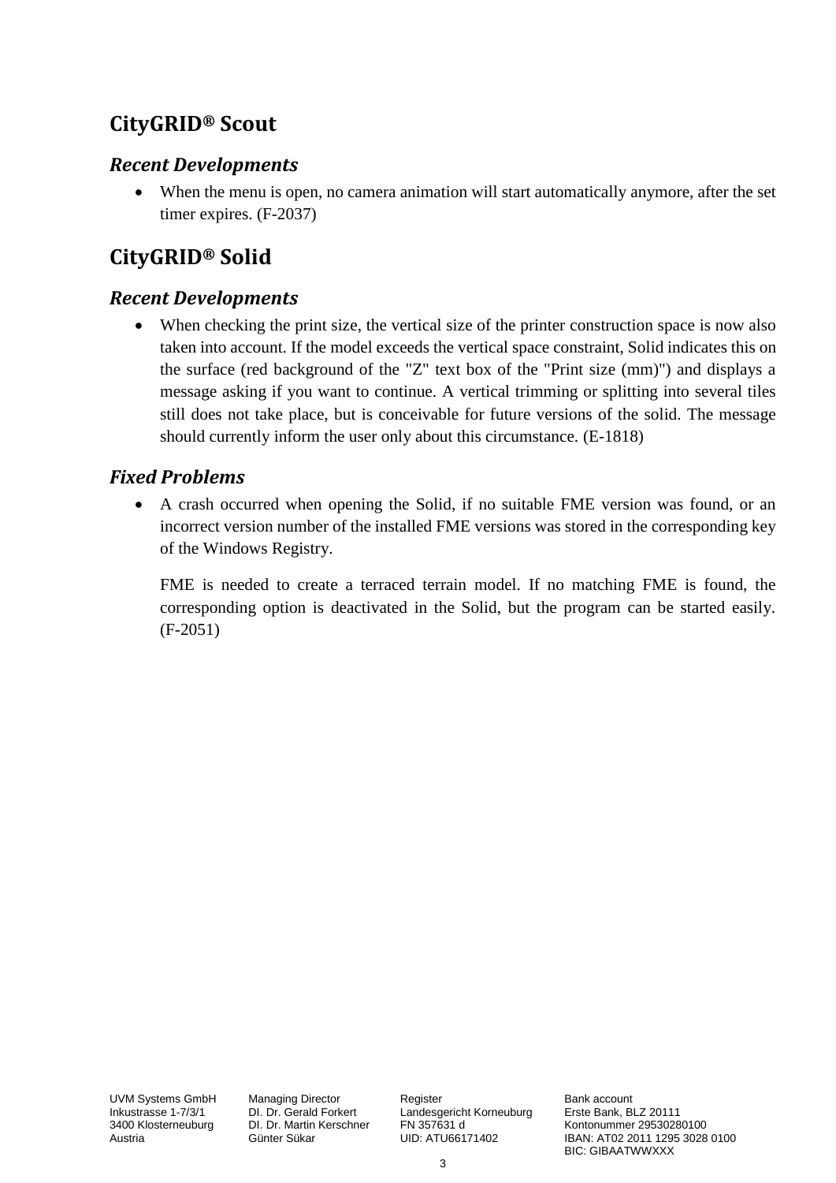## CityGRID® Scout

### *Recent Developments*

- When the menu is open, no camera animation will start automatically anymore, after the set timer expires. (F-2037)

## CityGRID® Solid

### *Recent Developments*

- When checking the print size, the vertical size of the printer construction space is now also taken into account. If the model exceeds the vertical space constraint, Solid indicates this on the surface (red background of the "Z" text box of the "Print size (mm)") and displays a message asking if you want to continue. A vertical trimming or splitting into several tiles still does not take place, but is conceivable for future versions of the solid. The message should currently inform the user only about this circumstance. (E-1818)

### *Fixed Problems*

- A crash occurred when opening the Solid, if no suitable FME version was found, or an incorrect version number of the installed FME versions was stored in the corresponding key of the Windows Registry.

  FME is needed to create a terraced terrain model. If no matching FME is found, the corresponding option is deactivated in the Solid, but the program can be started easily. (F-2051)